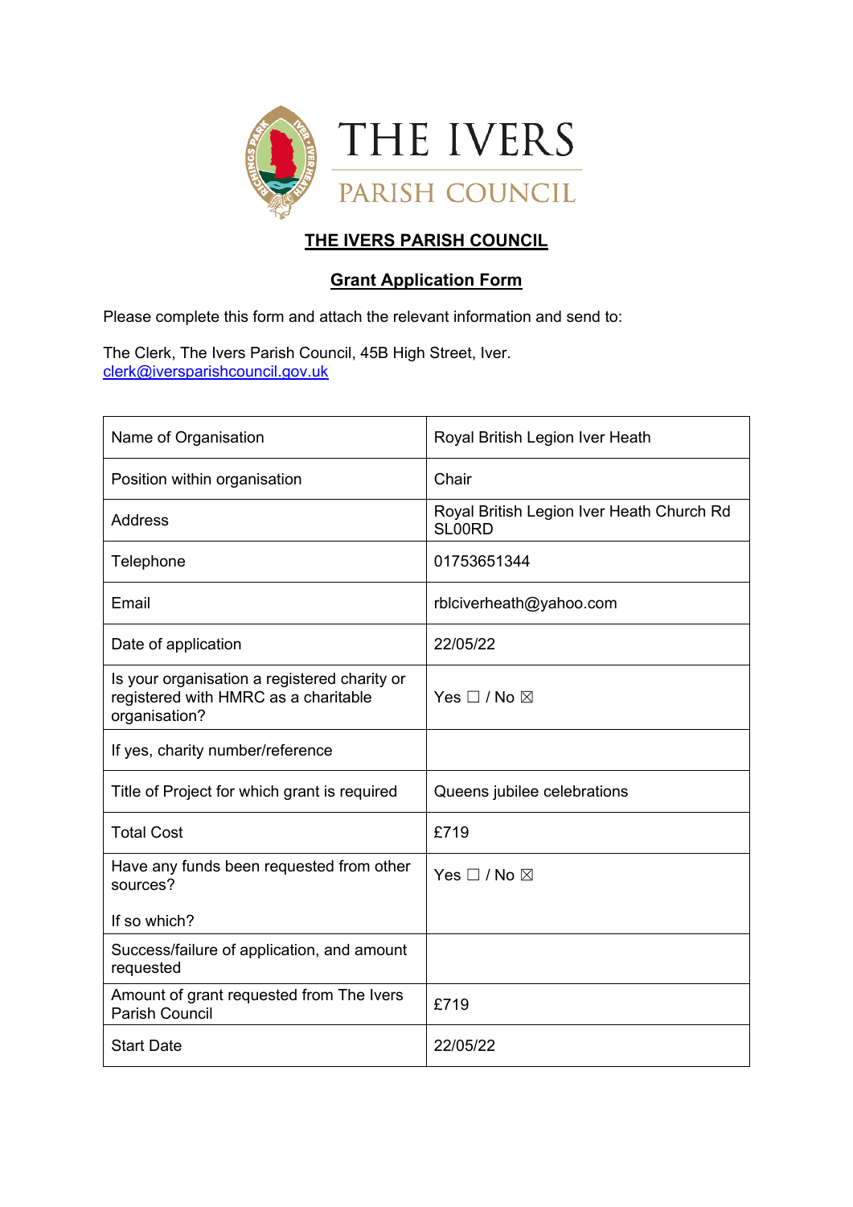THE IVERS

PARISH COUNCIL

# THE IVERS PARISH COUNCIL

## Grant Application Form

Please complete this form and attach the relevant information and send to:

The Clerk, The Ivers Parish Council, 45B High Street, Iver.
clerk@iversparishcouncil.gov.uk

| | |
|---|---|
| Name of Organisation | Royal British Legion Iver Heath |
| Position within organisation | Chair |
| Address | Royal British Legion Iver Heath Church Rd SL00RD |
| Telephone | 01753651344 |
| Email | rblciverheath@yahoo.com |
| Date of application | 22/05/22 |
| Is your organisation a registered charity or registered with HMRC as a charitable organisation? | Yes ☐ / No ☒ |
| If yes, charity number/reference | |
| Title of Project for which grant is required | Queens jubilee celebrations |
| Total Cost | £719 |
| Have any funds been requested from other sources?<br><br>If so which? | Yes ☐ / No ☒ |
| Success/failure of application, and amount requested | |
| Amount of grant requested from The Ivers Parish Council | £719 |
| Start Date | 22/05/22 |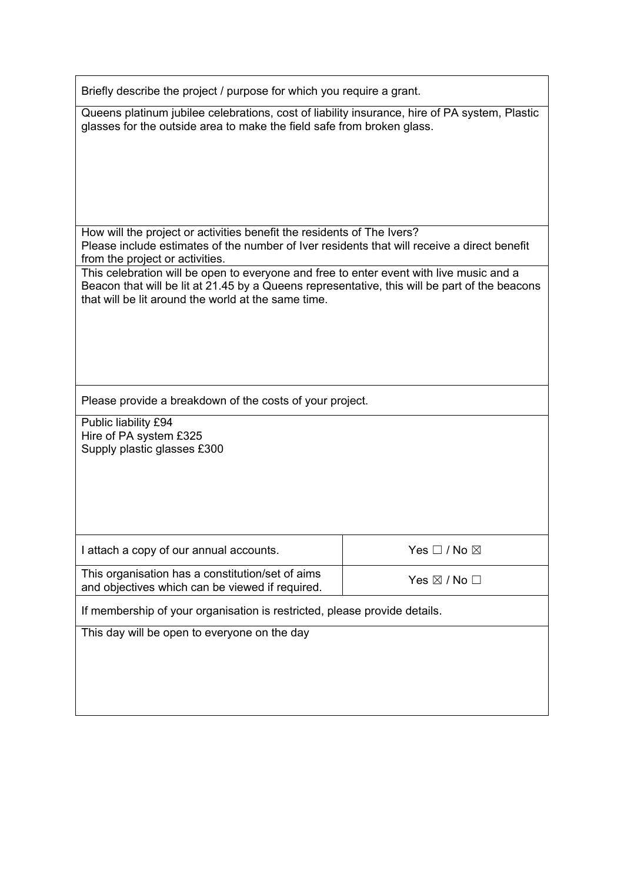Briefly describe the project / purpose for which you require a grant.

Queens platinum jubilee celebrations, cost of liability insurance, hire of PA system, Plastic glasses for the outside area to make the field safe from broken glass.

How will the project or activities benefit the residents of The Ivers?
Please include estimates of the number of Iver residents that will receive a direct benefit from the project or activities.

This celebration will be open to everyone and free to enter event with live music and a Beacon that will be lit at 21.45 by a Queens representative, this will be part of the beacons that will be lit around the world at the same time.

Please provide a breakdown of the costs of your project.

Public liability £94
Hire of PA system £325
Supply plastic glasses £300

| | |
|---|---|
| I attach a copy of our annual accounts. | Yes ☐ / No ☒ |
| This organisation has a constitution/set of aims and objectives which can be viewed if required. | Yes ☒ / No ☐ |

If membership of your organisation is restricted, please provide details.

This day will be open to everyone on the day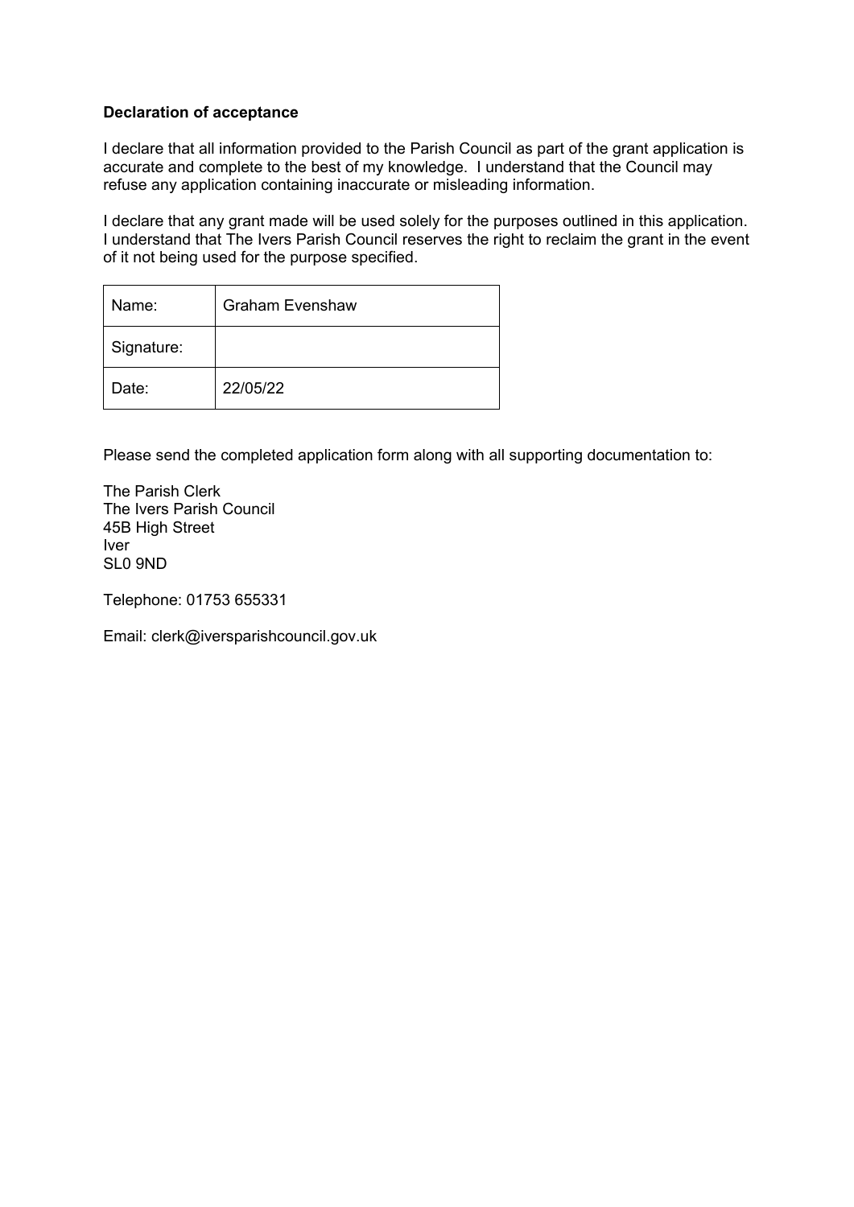**Declaration of acceptance**

I declare that all information provided to the Parish Council as part of the grant application is accurate and complete to the best of my knowledge. I understand that the Council may refuse any application containing inaccurate or misleading information.

I declare that any grant made will be used solely for the purposes outlined in this application. I understand that The Ivers Parish Council reserves the right to reclaim the grant in the event of it not being used for the purpose specified.

| | |
|---|---|
| Name: | Graham Evenshaw |
| Signature: | |
| Date: | 22/05/22 |

Please send the completed application form along with all supporting documentation to:

The Parish Clerk
The Ivers Parish Council
45B High Street
Iver
SL0 9ND

Telephone: 01753 655331

Email: clerk@iversparishcouncil.gov.uk